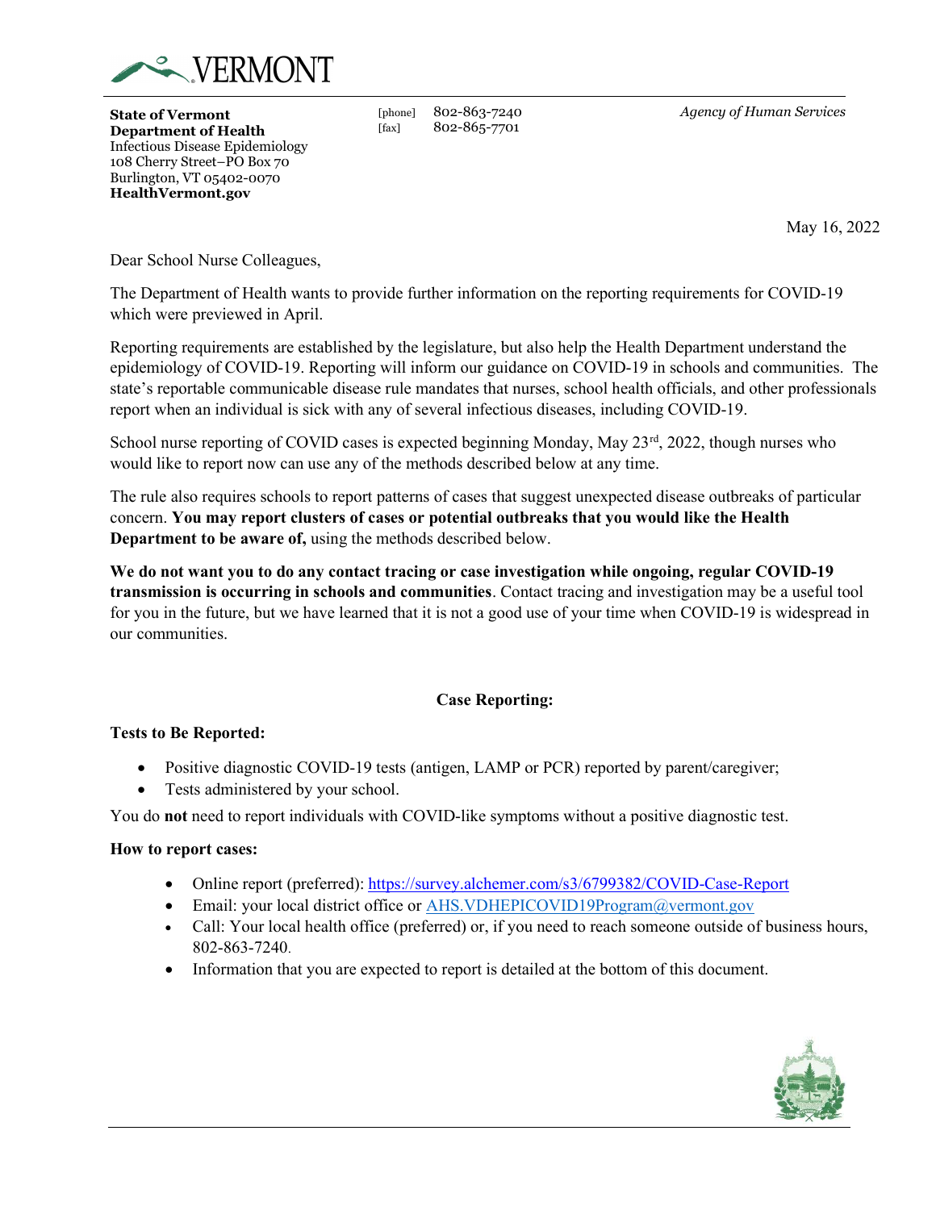**State of Vermont**
**Department of Health**
Infectious Disease Epidemiology
108 Cherry Street–PO Box 70
Burlington, VT 05402-0070
**HealthVermont.gov**

[phone] 802-863-7240
[fax] 802-865-7701

*Agency of Human Services*

May 16, 2022

Dear School Nurse Colleagues,

The Department of Health wants to provide further information on the reporting requirements for COVID-19 which were previewed in April.

Reporting requirements are established by the legislature, but also help the Health Department understand the epidemiology of COVID-19. Reporting will inform our guidance on COVID-19 in schools and communities. The state's reportable communicable disease rule mandates that nurses, school health officials, and other professionals report when an individual is sick with any of several infectious diseases, including COVID-19.

School nurse reporting of COVID cases is expected beginning Monday, May 23rd, 2022, though nurses who would like to report now can use any of the methods described below at any time.

The rule also requires schools to report patterns of cases that suggest unexpected disease outbreaks of particular concern. **You may report clusters of cases or potential outbreaks that you would like the Health Department to be aware of,** using the methods described below.

**We do not want you to do any contact tracing or case investigation while ongoing, regular COVID-19 transmission is occurring in schools and communities**. Contact tracing and investigation may be a useful tool for you in the future, but we have learned that it is not a good use of your time when COVID-19 is widespread in our communities.

## Case Reporting:

**Tests to Be Reported:**

- Positive diagnostic COVID-19 tests (antigen, LAMP or PCR) reported by parent/caregiver;
- Tests administered by your school.

You do **not** need to report individuals with COVID-like symptoms without a positive diagnostic test.

**How to report cases:**

- Online report (preferred): https://survey.alchemer.com/s3/6799382/COVID-Case-Report
- Email: your local district office or AHS.VDHEPICOVID19Program@vermont.gov
- Call: Your local health office (preferred) or, if you need to reach someone outside of business hours, 802-863-7240.
- Information that you are expected to report is detailed at the bottom of this document.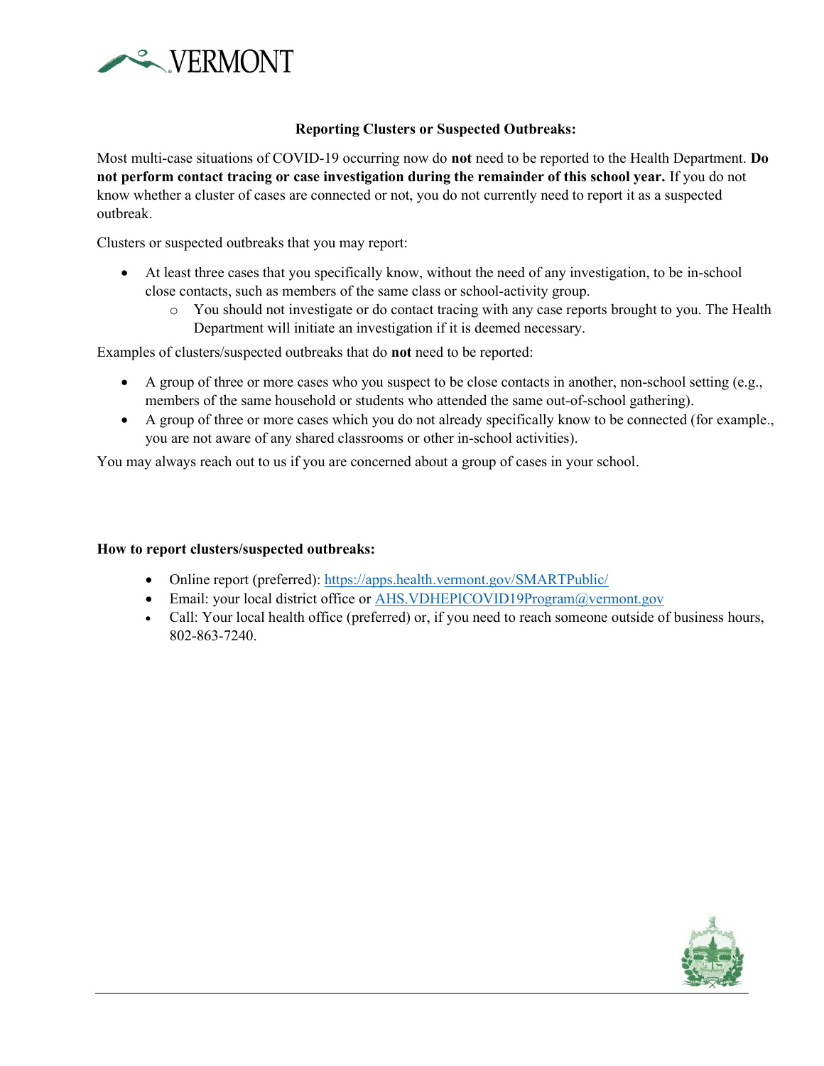## Reporting Clusters or Suspected Outbreaks:

Most multi-case situations of COVID-19 occurring now do **not** need to be reported to the Health Department. **Do not perform contact tracing or case investigation during the remainder of this school year.** If you do not know whether a cluster of cases are connected or not, you do not currently need to report it as a suspected outbreak.

Clusters or suspected outbreaks that you may report:

- At least three cases that you specifically know, without the need of any investigation, to be in-school close contacts, such as members of the same class or school-activity group.
    - You should not investigate or do contact tracing with any case reports brought to you. The Health Department will initiate an investigation if it is deemed necessary.

Examples of clusters/suspected outbreaks that do **not** need to be reported:

- A group of three or more cases who you suspect to be close contacts in another, non-school setting (e.g., members of the same household or students who attended the same out-of-school gathering).
- A group of three or more cases which you do not already specifically know to be connected (for example., you are not aware of any shared classrooms or other in-school activities).

You may always reach out to us if you are concerned about a group of cases in your school.

**How to report clusters/suspected outbreaks:**

- Online report (preferred): https://apps.health.vermont.gov/SMARTPublic/
- Email: your local district office or AHS.VDHEPICOVID19Program@vermont.gov
- Call: Your local health office (preferred) or, if you need to reach someone outside of business hours, 802-863-7240.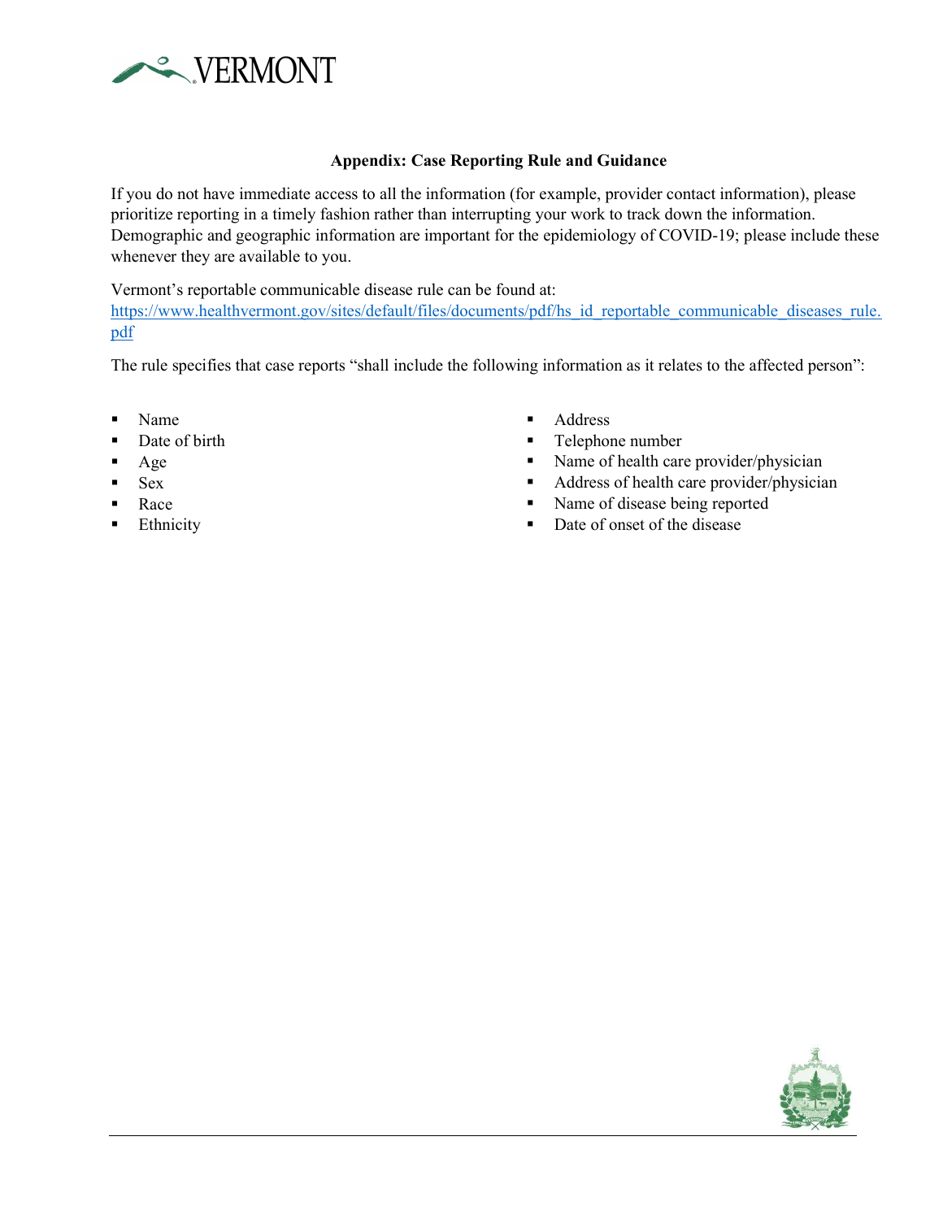## Appendix: Case Reporting Rule and Guidance

If you do not have immediate access to all the information (for example, provider contact information), please prioritize reporting in a timely fashion rather than interrupting your work to track down the information. Demographic and geographic information are important for the epidemiology of COVID-19; please include these whenever they are available to you.

Vermont's reportable communicable disease rule can be found at: https://www.healthvermont.gov/sites/default/files/documents/pdf/hs_id_reportable_communicable_diseases_rule.pdf

The rule specifies that case reports "shall include the following information as it relates to the affected person":

- Name
- Date of birth
- Age
- Sex
- Race
- Ethnicity
- Address
- Telephone number
- Name of health care provider/physician
- Address of health care provider/physician
- Name of disease being reported
- Date of onset of the disease